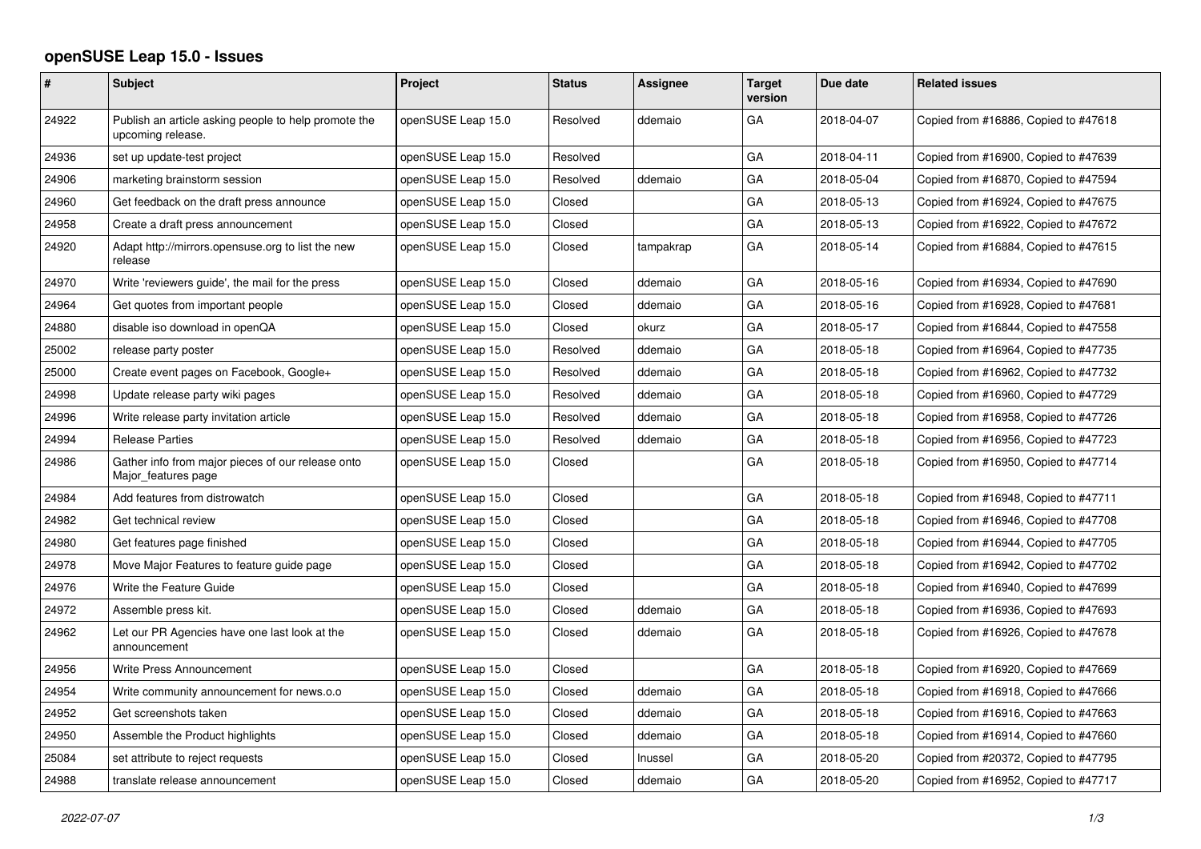# openSUSE Leap 15.0 - Issues

| # | Subject | Project | Status | Assignee | Target version | Due date | Related issues |
|---|---|---|---|---|---|---|---|
| 24922 | Publish an article asking people to help promote the upcoming release. | openSUSE Leap 15.0 | Resolved | ddemaio | GA | 2018-04-07 | Copied from #16886, Copied to #47618 |
| 24936 | set up update-test project | openSUSE Leap 15.0 | Resolved | | GA | 2018-04-11 | Copied from #16900, Copied to #47639 |
| 24906 | marketing brainstorm session | openSUSE Leap 15.0 | Resolved | ddemaio | GA | 2018-05-04 | Copied from #16870, Copied to #47594 |
| 24960 | Get feedback on the draft press announce | openSUSE Leap 15.0 | Closed | | GA | 2018-05-13 | Copied from #16924, Copied to #47675 |
| 24958 | Create a draft press announcement | openSUSE Leap 15.0 | Closed | | GA | 2018-05-13 | Copied from #16922, Copied to #47672 |
| 24920 | Adapt http://mirrors.opensuse.org to list the new release | openSUSE Leap 15.0 | Closed | tampakrap | GA | 2018-05-14 | Copied from #16884, Copied to #47615 |
| 24970 | Write 'reviewers guide', the mail for the press | openSUSE Leap 15.0 | Closed | ddemaio | GA | 2018-05-16 | Copied from #16934, Copied to #47690 |
| 24964 | Get quotes from important people | openSUSE Leap 15.0 | Closed | ddemaio | GA | 2018-05-16 | Copied from #16928, Copied to #47681 |
| 24880 | disable iso download in openQA | openSUSE Leap 15.0 | Closed | okurz | GA | 2018-05-17 | Copied from #16844, Copied to #47558 |
| 25002 | release party poster | openSUSE Leap 15.0 | Resolved | ddemaio | GA | 2018-05-18 | Copied from #16964, Copied to #47735 |
| 25000 | Create event pages on Facebook, Google+ | openSUSE Leap 15.0 | Resolved | ddemaio | GA | 2018-05-18 | Copied from #16962, Copied to #47732 |
| 24998 | Update release party wiki pages | openSUSE Leap 15.0 | Resolved | ddemaio | GA | 2018-05-18 | Copied from #16960, Copied to #47729 |
| 24996 | Write release party invitation article | openSUSE Leap 15.0 | Resolved | ddemaio | GA | 2018-05-18 | Copied from #16958, Copied to #47726 |
| 24994 | Release Parties | openSUSE Leap 15.0 | Resolved | ddemaio | GA | 2018-05-18 | Copied from #16956, Copied to #47723 |
| 24986 | Gather info from major pieces of our release onto Major_features page | openSUSE Leap 15.0 | Closed | | GA | 2018-05-18 | Copied from #16950, Copied to #47714 |
| 24984 | Add features from distrowatch | openSUSE Leap 15.0 | Closed | | GA | 2018-05-18 | Copied from #16948, Copied to #47711 |
| 24982 | Get technical review | openSUSE Leap 15.0 | Closed | | GA | 2018-05-18 | Copied from #16946, Copied to #47708 |
| 24980 | Get features page finished | openSUSE Leap 15.0 | Closed | | GA | 2018-05-18 | Copied from #16944, Copied to #47705 |
| 24978 | Move Major Features to feature guide page | openSUSE Leap 15.0 | Closed | | GA | 2018-05-18 | Copied from #16942, Copied to #47702 |
| 24976 | Write the Feature Guide | openSUSE Leap 15.0 | Closed | | GA | 2018-05-18 | Copied from #16940, Copied to #47699 |
| 24972 | Assemble press kit. | openSUSE Leap 15.0 | Closed | ddemaio | GA | 2018-05-18 | Copied from #16936, Copied to #47693 |
| 24962 | Let our PR Agencies have one last look at the announcement | openSUSE Leap 15.0 | Closed | ddemaio | GA | 2018-05-18 | Copied from #16926, Copied to #47678 |
| 24956 | Write Press Announcement | openSUSE Leap 15.0 | Closed | | GA | 2018-05-18 | Copied from #16920, Copied to #47669 |
| 24954 | Write community announcement for news.o.o | openSUSE Leap 15.0 | Closed | ddemaio | GA | 2018-05-18 | Copied from #16918, Copied to #47666 |
| 24952 | Get screenshots taken | openSUSE Leap 15.0 | Closed | ddemaio | GA | 2018-05-18 | Copied from #16916, Copied to #47663 |
| 24950 | Assemble the Product highlights | openSUSE Leap 15.0 | Closed | ddemaio | GA | 2018-05-18 | Copied from #16914, Copied to #47660 |
| 25084 | set attribute to reject requests | openSUSE Leap 15.0 | Closed | lnussel | GA | 2018-05-20 | Copied from #20372, Copied to #47795 |
| 24988 | translate release announcement | openSUSE Leap 15.0 | Closed | ddemaio | GA | 2018-05-20 | Copied from #16952, Copied to #47717 |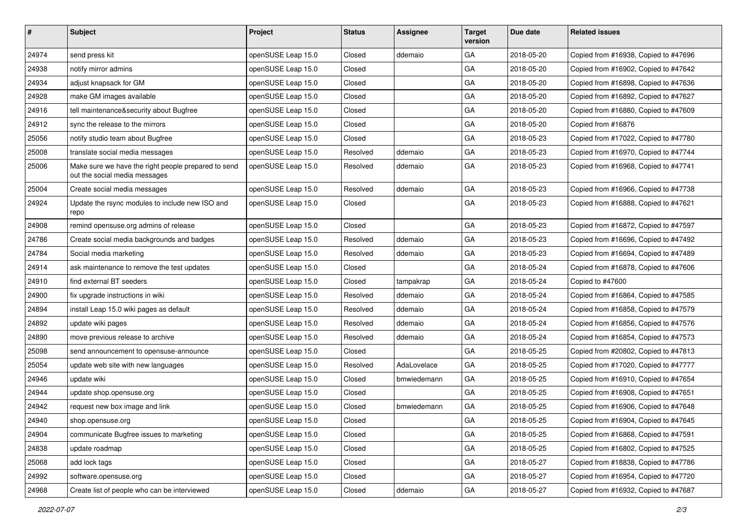| # | Subject | Project | Status | Assignee | Target version | Due date | Related issues |
|---|---|---|---|---|---|---|---|
| 24974 | send press kit | openSUSE Leap 15.0 | Closed | ddemaio | GA | 2018-05-20 | Copied from #16938, Copied to #47696 |
| 24938 | notify mirror admins | openSUSE Leap 15.0 | Closed | | GA | 2018-05-20 | Copied from #16902, Copied to #47642 |
| 24934 | adjust knapsack for GM | openSUSE Leap 15.0 | Closed | | GA | 2018-05-20 | Copied from #16898, Copied to #47636 |
| 24928 | make GM images available | openSUSE Leap 15.0 | Closed | | GA | 2018-05-20 | Copied from #16892, Copied to #47627 |
| 24916 | tell maintenance&security about Bugfree | openSUSE Leap 15.0 | Closed | | GA | 2018-05-20 | Copied from #16880, Copied to #47609 |
| 24912 | sync the release to the mirrors | openSUSE Leap 15.0 | Closed | | GA | 2018-05-20 | Copied from #16876 |
| 25056 | notify studio team about Bugfree | openSUSE Leap 15.0 | Closed | | GA | 2018-05-23 | Copied from #17022, Copied to #47780 |
| 25008 | translate social media messages | openSUSE Leap 15.0 | Resolved | ddemaio | GA | 2018-05-23 | Copied from #16970, Copied to #47744 |
| 25006 | Make sure we have the right people prepared to send out the social media messages | openSUSE Leap 15.0 | Resolved | ddemaio | GA | 2018-05-23 | Copied from #16968, Copied to #47741 |
| 25004 | Create social media messages | openSUSE Leap 15.0 | Resolved | ddemaio | GA | 2018-05-23 | Copied from #16966, Copied to #47738 |
| 24924 | Update the rsync modules to include new ISO and repo | openSUSE Leap 15.0 | Closed | | GA | 2018-05-23 | Copied from #16888, Copied to #47621 |
| 24908 | remind opensuse.org admins of release | openSUSE Leap 15.0 | Closed | | GA | 2018-05-23 | Copied from #16872, Copied to #47597 |
| 24786 | Create social media backgrounds and badges | openSUSE Leap 15.0 | Resolved | ddemaio | GA | 2018-05-23 | Copied from #16696, Copied to #47492 |
| 24784 | Social media marketing | openSUSE Leap 15.0 | Resolved | ddemaio | GA | 2018-05-23 | Copied from #16694, Copied to #47489 |
| 24914 | ask maintenance to remove the test updates | openSUSE Leap 15.0 | Closed | | GA | 2018-05-24 | Copied from #16878, Copied to #47606 |
| 24910 | find external BT seeders | openSUSE Leap 15.0 | Closed | tampakrap | GA | 2018-05-24 | Copied to #47600 |
| 24900 | fix upgrade instructions in wiki | openSUSE Leap 15.0 | Resolved | ddemaio | GA | 2018-05-24 | Copied from #16864, Copied to #47585 |
| 24894 | install Leap 15.0 wiki pages as default | openSUSE Leap 15.0 | Resolved | ddemaio | GA | 2018-05-24 | Copied from #16858, Copied to #47579 |
| 24892 | update wiki pages | openSUSE Leap 15.0 | Resolved | ddemaio | GA | 2018-05-24 | Copied from #16856, Copied to #47576 |
| 24890 | move previous release to archive | openSUSE Leap 15.0 | Resolved | ddemaio | GA | 2018-05-24 | Copied from #16854, Copied to #47573 |
| 25098 | send announcement to opensuse-announce | openSUSE Leap 15.0 | Closed | | GA | 2018-05-25 | Copied from #20802, Copied to #47813 |
| 25054 | update web site with new languages | openSUSE Leap 15.0 | Resolved | AdaLovelace | GA | 2018-05-25 | Copied from #17020, Copied to #47777 |
| 24946 | update wiki | openSUSE Leap 15.0 | Closed | bmwiedemann | GA | 2018-05-25 | Copied from #16910, Copied to #47654 |
| 24944 | update shop.opensuse.org | openSUSE Leap 15.0 | Closed | | GA | 2018-05-25 | Copied from #16908, Copied to #47651 |
| 24942 | request new box image and link | openSUSE Leap 15.0 | Closed | bmwiedemann | GA | 2018-05-25 | Copied from #16906, Copied to #47648 |
| 24940 | shop.opensuse.org | openSUSE Leap 15.0 | Closed | | GA | 2018-05-25 | Copied from #16904, Copied to #47645 |
| 24904 | communicate Bugfree issues to marketing | openSUSE Leap 15.0 | Closed | | GA | 2018-05-25 | Copied from #16868, Copied to #47591 |
| 24838 | update roadmap | openSUSE Leap 15.0 | Closed | | GA | 2018-05-25 | Copied from #16802, Copied to #47525 |
| 25068 | add lock tags | openSUSE Leap 15.0 | Closed | | GA | 2018-05-27 | Copied from #18838, Copied to #47786 |
| 24992 | software.opensuse.org | openSUSE Leap 15.0 | Closed | | GA | 2018-05-27 | Copied from #16954, Copied to #47720 |
| 24968 | Create list of people who can be interviewed | openSUSE Leap 15.0 | Closed | ddemaio | GA | 2018-05-27 | Copied from #16932, Copied to #47687 |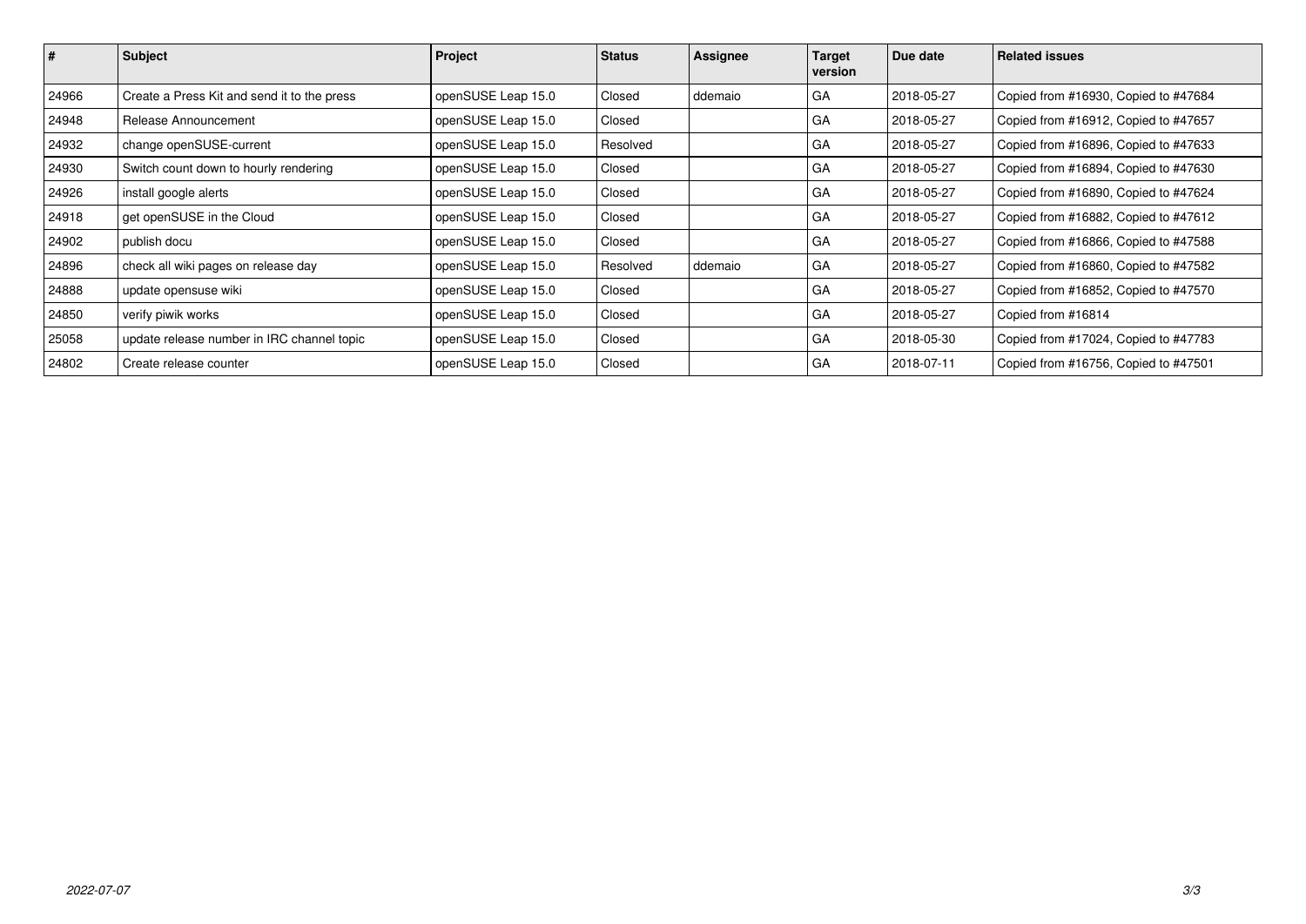| # | Subject | Project | Status | Assignee | Target version | Due date | Related issues |
|---|---|---|---|---|---|---|---|
| 24966 | Create a Press Kit and send it to the press | openSUSE Leap 15.0 | Closed | ddemaio | GA | 2018-05-27 | Copied from #16930, Copied to #47684 |
| 24948 | Release Announcement | openSUSE Leap 15.0 | Closed | | GA | 2018-05-27 | Copied from #16912, Copied to #47657 |
| 24932 | change openSUSE-current | openSUSE Leap 15.0 | Resolved | | GA | 2018-05-27 | Copied from #16896, Copied to #47633 |
| 24930 | Switch count down to hourly rendering | openSUSE Leap 15.0 | Closed | | GA | 2018-05-27 | Copied from #16894, Copied to #47630 |
| 24926 | install google alerts | openSUSE Leap 15.0 | Closed | | GA | 2018-05-27 | Copied from #16890, Copied to #47624 |
| 24918 | get openSUSE in the Cloud | openSUSE Leap 15.0 | Closed | | GA | 2018-05-27 | Copied from #16882, Copied to #47612 |
| 24902 | publish docu | openSUSE Leap 15.0 | Closed | | GA | 2018-05-27 | Copied from #16866, Copied to #47588 |
| 24896 | check all wiki pages on release day | openSUSE Leap 15.0 | Resolved | ddemaio | GA | 2018-05-27 | Copied from #16860, Copied to #47582 |
| 24888 | update opensuse wiki | openSUSE Leap 15.0 | Closed | | GA | 2018-05-27 | Copied from #16852, Copied to #47570 |
| 24850 | verify piwik works | openSUSE Leap 15.0 | Closed | | GA | 2018-05-27 | Copied from #16814 |
| 25058 | update release number in IRC channel topic | openSUSE Leap 15.0 | Closed | | GA | 2018-05-30 | Copied from #17024, Copied to #47783 |
| 24802 | Create release counter | openSUSE Leap 15.0 | Closed | | GA | 2018-07-11 | Copied from #16756, Copied to #47501 |

*2022-07-07*